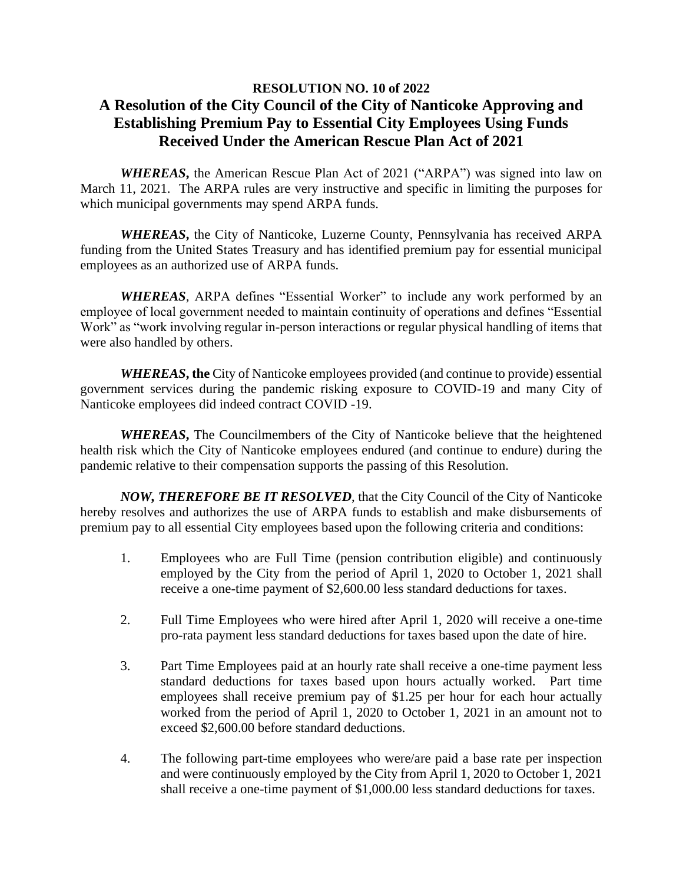**RESOLUTION NO. 10 of 2022**

# A Resolution of the City Council of the City of Nanticoke Approving and Establishing Premium Pay to Essential City Employees Using Funds Received Under the American Rescue Plan Act of 2021

***WHEREAS***, the American Rescue Plan Act of 2021 ("ARPA") was signed into law on March 11, 2021. The ARPA rules are very instructive and specific in limiting the purposes for which municipal governments may spend ARPA funds.

***WHEREAS***, the City of Nanticoke, Luzerne County, Pennsylvania has received ARPA funding from the United States Treasury and has identified premium pay for essential municipal employees as an authorized use of ARPA funds.

***WHEREAS***, ARPA defines "Essential Worker" to include any work performed by an employee of local government needed to maintain continuity of operations and defines "Essential Work" as "work involving regular in-person interactions or regular physical handling of items that were also handled by others.

***WHEREAS*, the** City of Nanticoke employees provided (and continue to provide) essential government services during the pandemic risking exposure to COVID-19 and many City of Nanticoke employees did indeed contract COVID -19.

***WHEREAS***, The Councilmembers of the City of Nanticoke believe that the heightened health risk which the City of Nanticoke employees endured (and continue to endure) during the pandemic relative to their compensation supports the passing of this Resolution.

***NOW, THEREFORE BE IT RESOLVED***, that the City Council of the City of Nanticoke hereby resolves and authorizes the use of ARPA funds to establish and make disbursements of premium pay to all essential City employees based upon the following criteria and conditions:

1. Employees who are Full Time (pension contribution eligible) and continuously employed by the City from the period of April 1, 2020 to October 1, 2021 shall receive a one-time payment of $2,600.00 less standard deductions for taxes.

2. Full Time Employees who were hired after April 1, 2020 will receive a one-time pro-rata payment less standard deductions for taxes based upon the date of hire.

3. Part Time Employees paid at an hourly rate shall receive a one-time payment less standard deductions for taxes based upon hours actually worked. Part time employees shall receive premium pay of $1.25 per hour for each hour actually worked from the period of April 1, 2020 to October 1, 2021 in an amount not to exceed $2,600.00 before standard deductions.

4. The following part-time employees who were/are paid a base rate per inspection and were continuously employed by the City from April 1, 2020 to October 1, 2021 shall receive a one-time payment of $1,000.00 less standard deductions for taxes.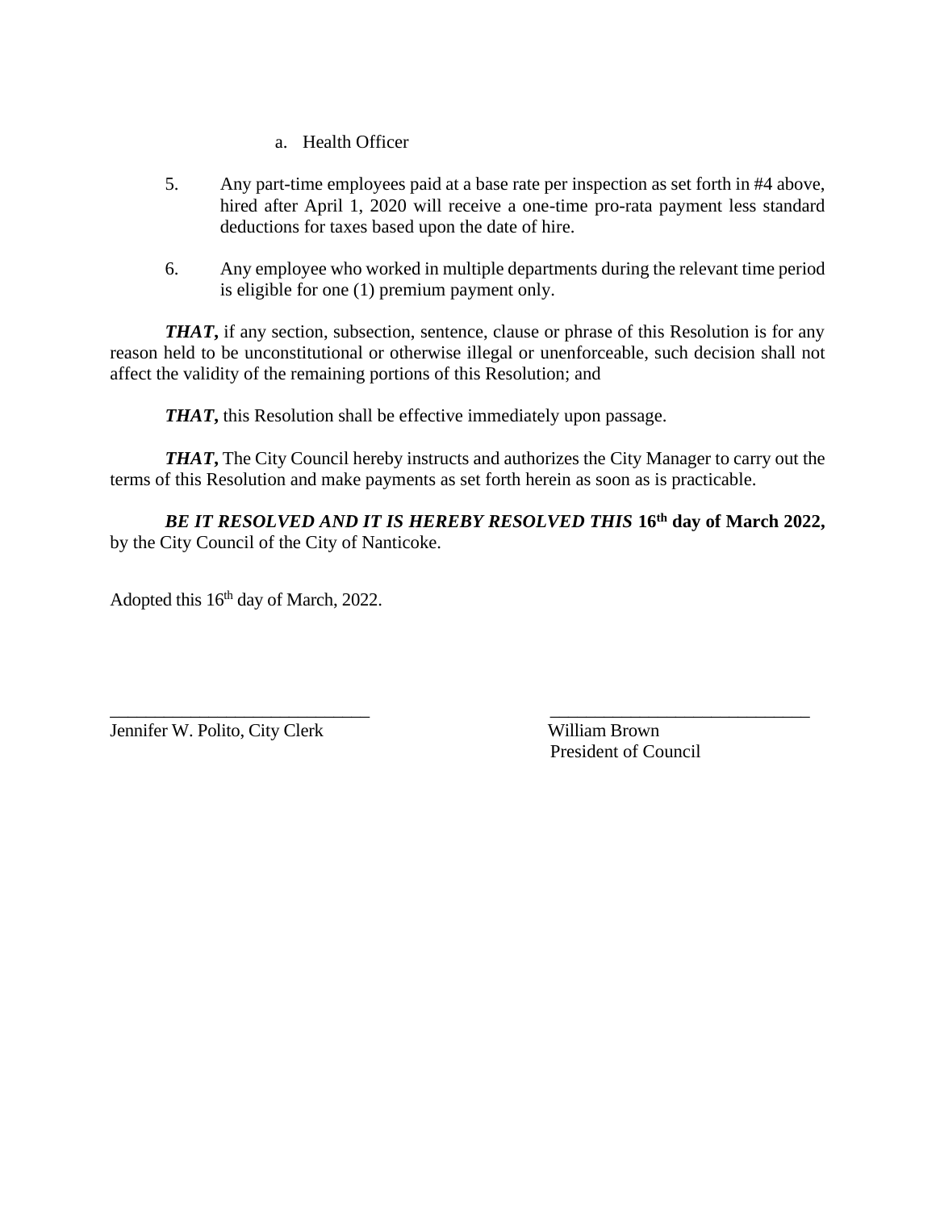a. Health Officer

5. Any part-time employees paid at a base rate per inspection as set forth in #4 above, hired after April 1, 2020 will receive a one-time pro-rata payment less standard deductions for taxes based upon the date of hire.

6. Any employee who worked in multiple departments during the relevant time period is eligible for one (1) premium payment only.

***THAT*,** if any section, subsection, sentence, clause or phrase of this Resolution is for any reason held to be unconstitutional or otherwise illegal or unenforceable, such decision shall not affect the validity of the remaining portions of this Resolution; and

***THAT*,** this Resolution shall be effective immediately upon passage.

***THAT*,** The City Council hereby instructs and authorizes the City Manager to carry out the terms of this Resolution and make payments as set forth herein as soon as is practicable.

***BE IT RESOLVED AND IT IS HEREBY RESOLVED THIS* 16th day of March 2022,** by the City Council of the City of Nanticoke.

Adopted this 16th day of March, 2022.

______________________________ ______________________________

Jennifer W. Polito, City Clerk

William Brown
President of Council